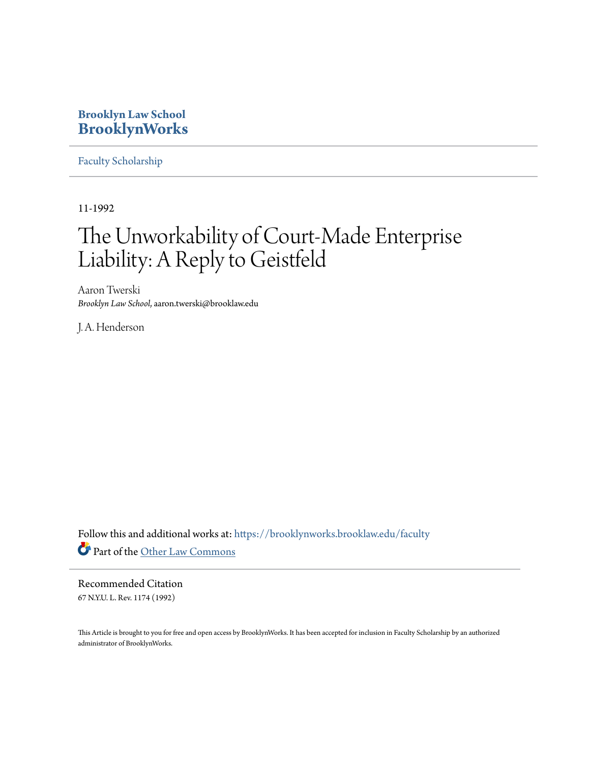Brooklyn Law School
**BrooklynWorks**

Faculty Scholarship

---

11-1992

# The Unworkability of Court-Made Enterprise Liability: A Reply to Geistfeld

Aaron Twerski
*Brooklyn Law School*, aaron.twerski@brooklaw.edu

J. A. Henderson

Follow this and additional works at: https://brooklynworks.brooklaw.edu/faculty

Part of the Other Law Commons

---

Recommended Citation

67 N.Y.U. L. Rev. 1174 (1992)

This Article is brought to you for free and open access by BrooklynWorks. It has been accepted for inclusion in Faculty Scholarship by an authorized administrator of BrooklynWorks.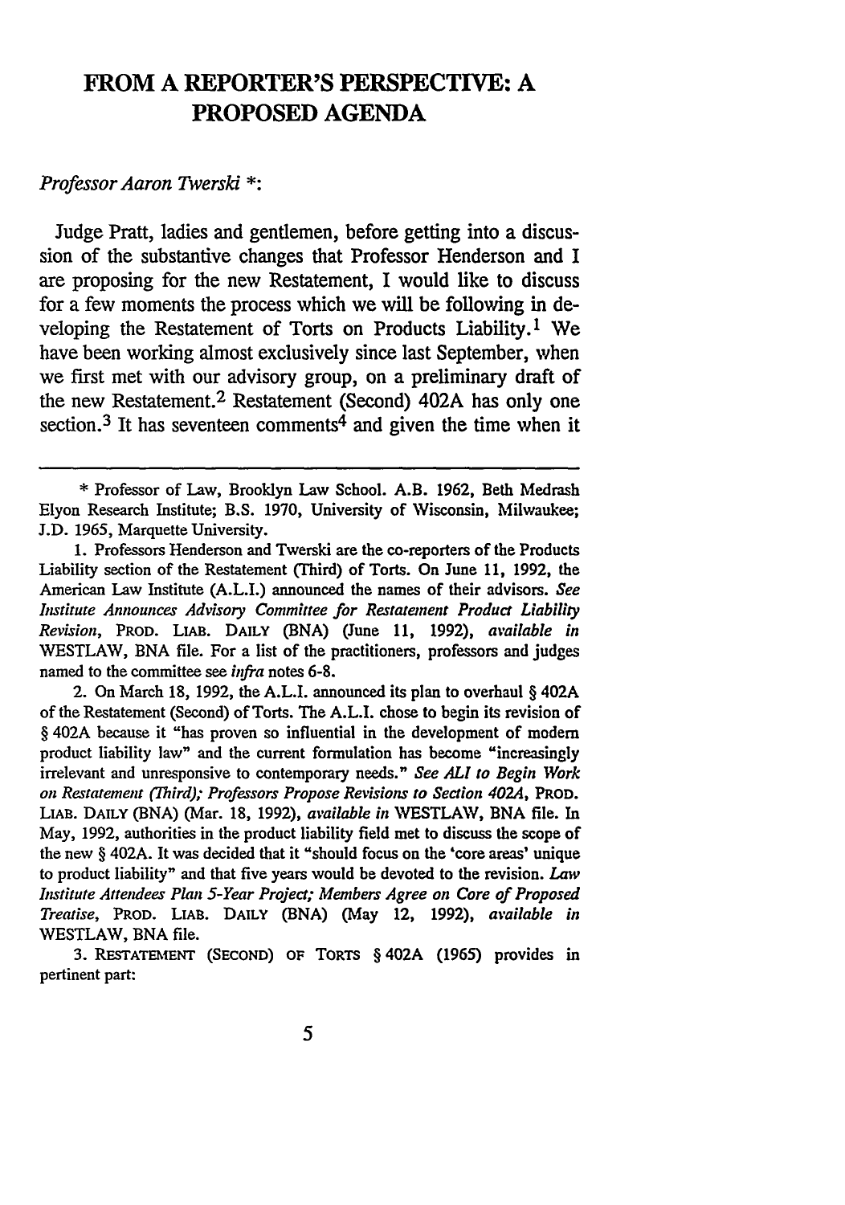# FROM A REPORTER'S PERSPECTIVE: A PROPOSED AGENDA

*Professor Aaron Twerski* *:

Judge Pratt, ladies and gentlemen, before getting into a discussion of the substantive changes that Professor Henderson and I are proposing for the new Restatement, I would like to discuss for a few moments the process which we will be following in developing the Restatement of Torts on Products Liability.[1] We have been working almost exclusively since last September, when we first met with our advisory group, on a preliminary draft of the new Restatement.[2] Restatement (Second) 402A has only one section.[3] It has seventeen comments[4] and given the time when it

---

\* Professor of Law, Brooklyn Law School. A.B. 1962, Beth Medrash Elyon Research Institute; B.S. 1970, University of Wisconsin, Milwaukee; J.D. 1965, Marquette University.

1. Professors Henderson and Twerski are the co-reporters of the Products Liability section of the Restatement (Third) of Torts. On June 11, 1992, the American Law Institute (A.L.I.) announced the names of their advisors. *See Institute Announces Advisory Committee for Restatement Product Liability Revision*, PROD. LIAB. DAILY (BNA) (June 11, 1992), *available in* WESTLAW, BNA file. For a list of the practitioners, professors and judges named to the committee see *infra* notes 6-8.

2. On March 18, 1992, the A.L.I. announced its plan to overhaul § 402A of the Restatement (Second) of Torts. The A.L.I. chose to begin its revision of § 402A because it "has proven so influential in the development of modern product liability law" and the current formulation has become "increasingly irrelevant and unresponsive to contemporary needs." *See ALI to Begin Work on Restatement (Third); Professors Propose Revisions to Section 402A*, PROD. LIAB. DAILY (BNA) (Mar. 18, 1992), *available in* WESTLAW, BNA file. In May, 1992, authorities in the product liability field met to discuss the scope of the new § 402A. It was decided that it "should focus on the 'core areas' unique to product liability" and that five years would be devoted to the revision. *Law Institute Attendees Plan 5-Year Project; Members Agree on Core of Proposed Treatise*, PROD. LIAB. DAILY (BNA) (May 12, 1992), *available in* WESTLAW, BNA file.

3. RESTATEMENT (SECOND) OF TORTS § 402A (1965) provides in pertinent part: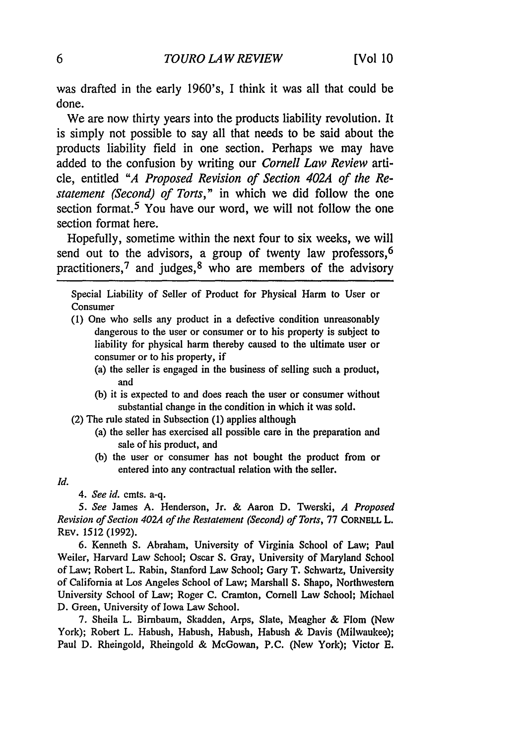was drafted in the early 1960's, I think it was all that could be done.

We are now thirty years into the products liability revolution. It is simply not possible to say all that needs to be said about the products liability field in one section. Perhaps we may have added to the confusion by writing our *Cornell Law Review* article, entitled "*A Proposed Revision of Section 402A of the Restatement (Second) of Torts*," in which we did follow the one section format.[5] You have our word, we will not follow the one section format here.

Hopefully, sometime within the next four to six weeks, we will send out to the advisors, a group of twenty law professors,[6] practitioners,[7] and judges,[8] who are members of the advisory

---

> Special Liability of Seller of Product for Physical Harm to User or Consumer
>
> (1) One who sells any product in a defective condition unreasonably dangerous to the user or consumer or to his property is subject to liability for physical harm thereby caused to the ultimate user or consumer or to his property, if
>
> (a) the seller is engaged in the business of selling such a product, and
>
> (b) it is expected to and does reach the user or consumer without substantial change in the condition in which it was sold.
>
> (2) The rule stated in Subsection (1) applies although
>
> (a) the seller has exercised all possible care in the preparation and sale of his product, and
>
> (b) the user or consumer has not bought the product from or entered into any contractual relation with the seller.

*Id.*

4. *See id.* cmts. a-q.

5. *See* James A. Henderson, Jr. & Aaron D. Twerski, *A Proposed Revision of Section 402A of the Restatement (Second) of Torts*, 77 CORNELL L. REV. 1512 (1992).

6. Kenneth S. Abraham, University of Virginia School of Law; Paul Weiler, Harvard Law School; Oscar S. Gray, University of Maryland School of Law; Robert L. Rabin, Stanford Law School; Gary T. Schwartz, University of California at Los Angeles School of Law; Marshall S. Shapo, Northwestern University School of Law; Roger C. Cramton, Cornell Law School; Michael D. Green, University of Iowa Law School.

7. Sheila L. Birnbaum, Skadden, Arps, Slate, Meagher & Flom (New York); Robert L. Habush, Habush, Habush, Habush & Davis (Milwaukee); Paul D. Rheingold, Rheingold & McGowan, P.C. (New York); Victor E.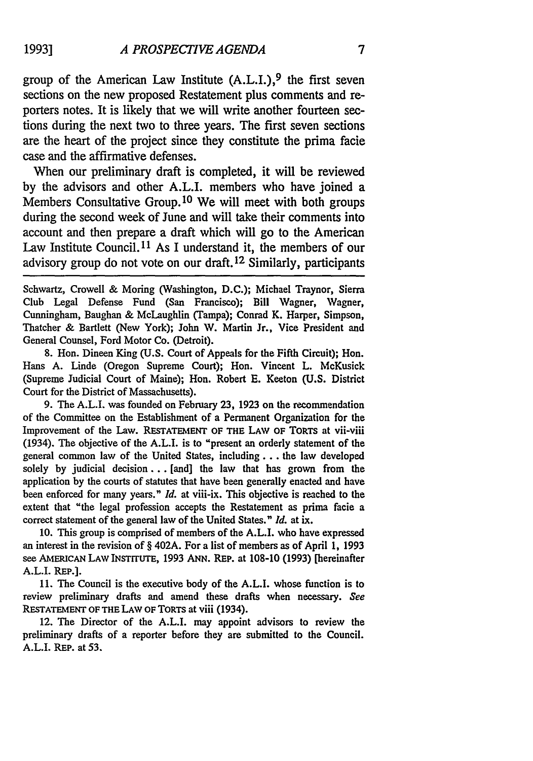group of the American Law Institute (A.L.I.),[9] the first seven sections on the new proposed Restatement plus comments and reporters notes. It is likely that we will write another fourteen sections during the next two to three years. The first seven sections are the heart of the project since they constitute the prima facie case and the affirmative defenses.

When our preliminary draft is completed, it will be reviewed by the advisors and other A.L.I. members who have joined a Members Consultative Group.[10] We will meet with both groups during the second week of June and will take their comments into account and then prepare a draft which will go to the American Law Institute Council.[11] As I understand it, the members of our advisory group do not vote on our draft.[12] Similarly, participants

---

Schwartz, Crowell & Moring (Washington, D.C.); Michael Traynor, Sierra Club Legal Defense Fund (San Francisco); Bill Wagner, Wagner, Cunningham, Baughan & McLaughlin (Tampa); Conrad K. Harper, Simpson, Thatcher & Bartlett (New York); John W. Martin Jr., Vice President and General Counsel, Ford Motor Co. (Detroit).

8. Hon. Dineen King (U.S. Court of Appeals for the Fifth Circuit); Hon. Hans A. Linde (Oregon Supreme Court); Hon. Vincent L. McKusick (Supreme Judicial Court of Maine); Hon. Robert E. Keeton (U.S. District Court for the District of Massachusetts).

9. The A.L.I. was founded on February 23, 1923 on the recommendation of the Committee on the Establishment of a Permanent Organization for the Improvement of the Law. RESTATEMENT OF THE LAW OF TORTS at vii-viii (1934). The objective of the A.L.I. is to "present an orderly statement of the general common law of the United States, including . . . the law developed solely by judicial decision . . . [and] the law that has grown from the application by the courts of statutes that have been generally enacted and have been enforced for many years." *Id.* at viii-ix. This objective is reached to the extent that "the legal profession accepts the Restatement as prima facie a correct statement of the general law of the United States." *Id.* at ix.

10. This group is comprised of members of the A.L.I. who have expressed an interest in the revision of § 402A. For a list of members as of April 1, 1993 see AMERICAN LAW INSTITUTE, 1993 ANN. REP. at 108-10 (1993) [hereinafter A.L.I. REP.].

11. The Council is the executive body of the A.L.I. whose function is to review preliminary drafts and amend these drafts when necessary. *See* RESTATEMENT OF THE LAW OF TORTS at viii (1934).

12. The Director of the A.L.I. may appoint advisors to review the preliminary drafts of a reporter before they are submitted to the Council. A.L.I. REP. at 53.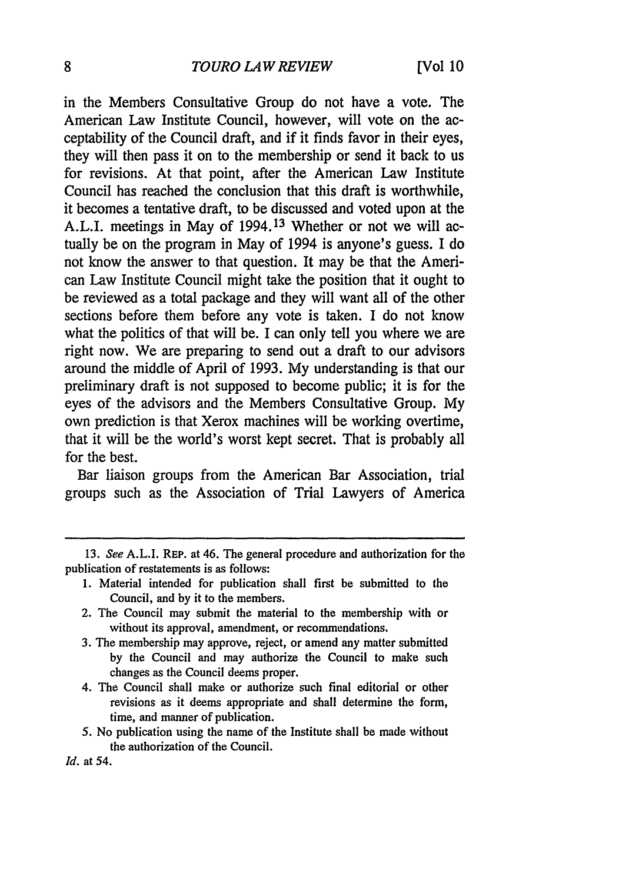in the Members Consultative Group do not have a vote. The American Law Institute Council, however, will vote on the acceptability of the Council draft, and if it finds favor in their eyes, they will then pass it on to the membership or send it back to us for revisions. At that point, after the American Law Institute Council has reached the conclusion that this draft is worthwhile, it becomes a tentative draft, to be discussed and voted upon at the A.L.I. meetings in May of 1994.[13] Whether or not we will actually be on the program in May of 1994 is anyone's guess. I do not know the answer to that question. It may be that the American Law Institute Council might take the position that it ought to be reviewed as a total package and they will want all of the other sections before them before any vote is taken. I do not know what the politics of that will be. I can only tell you where we are right now. We are preparing to send out a draft to our advisors around the middle of April of 1993. My understanding is that our preliminary draft is not supposed to become public; it is for the eyes of the advisors and the Members Consultative Group. My own prediction is that Xerox machines will be working overtime, that it will be the world's worst kept secret. That is probably all for the best.

Bar liaison groups from the American Bar Association, trial groups such as the Association of Trial Lawyers of America

---

13. *See* A.L.I. REP. at 46. The general procedure and authorization for the publication of restatements is as follows:

1. Material intended for publication shall first be submitted to the Council, and by it to the members.
2. The Council may submit the material to the membership with or without its approval, amendment, or recommendations.
3. The membership may approve, reject, or amend any matter submitted by the Council and may authorize the Council to make such changes as the Council deems proper.
4. The Council shall make or authorize such final editorial or other revisions as it deems appropriate and shall determine the form, time, and manner of publication.
5. No publication using the name of the Institute shall be made without the authorization of the Council.

*Id.* at 54.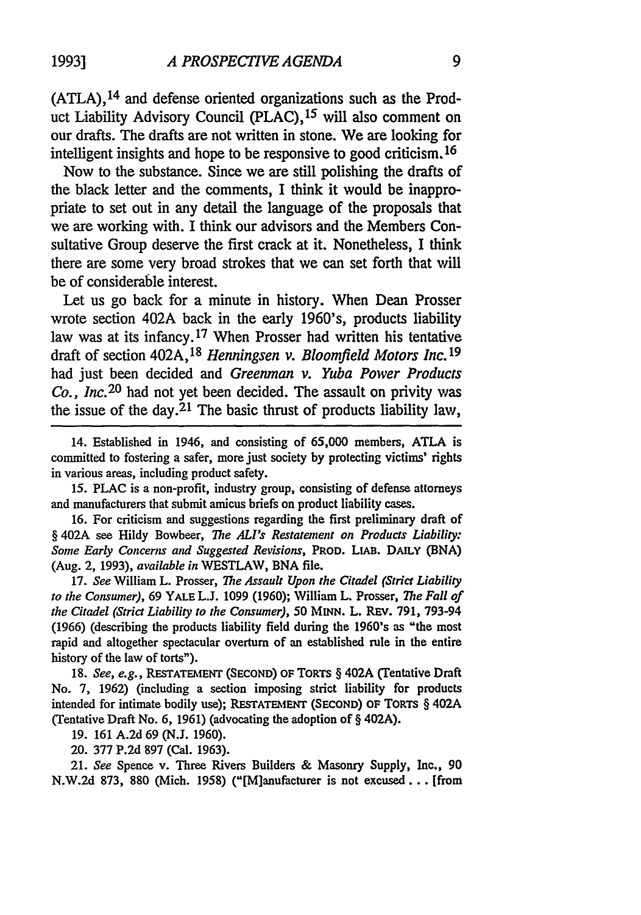(ATLA),[14] and defense oriented organizations such as the Product Liability Advisory Council (PLAC),[15] will also comment on our drafts. The drafts are not written in stone. We are looking for intelligent insights and hope to be responsive to good criticism.[16]

Now to the substance. Since we are still polishing the drafts of the black letter and the comments, I think it would be inappropriate to set out in any detail the language of the proposals that we are working with. I think our advisors and the Members Consultative Group deserve the first crack at it. Nonetheless, I think there are some very broad strokes that we can set forth that will be of considerable interest.

Let us go back for a minute in history. When Dean Prosser wrote section 402A back in the early 1960's, products liability law was at its infancy.[17] When Prosser had written his tentative draft of section 402A,[18] *Henningsen v. Bloomfield Motors Inc.*[19] had just been decided and *Greenman v. Yuba Power Products Co., Inc.*[20] had not yet been decided. The assault on privity was the issue of the day.[21] The basic thrust of products liability law,

---

14. Established in 1946, and consisting of 65,000 members, ATLA is committed to fostering a safer, more just society by protecting victims' rights in various areas, including product safety.

15. PLAC is a non-profit, industry group, consisting of defense attorneys and manufacturers that submit amicus briefs on product liability cases.

16. For criticism and suggestions regarding the first preliminary draft of § 402A see Hildy Bowbeer, *The ALI's Restatement on Products Liability: Some Early Concerns and Suggested Revisions*, PROD. LIAB. DAILY (BNA) (Aug. 2, 1993), *available in* WESTLAW, BNA file.

17. *See* William L. Prosser, *The Assault Upon the Citadel (Strict Liability to the Consumer)*, 69 YALE L.J. 1099 (1960); William L. Prosser, *The Fall of the Citadel (Strict Liability to the Consumer)*, 50 MINN. L. REV. 791, 793-94 (1966) (describing the products liability field during the 1960's as "the most rapid and altogether spectacular overturn of an established rule in the entire history of the law of torts").

18. *See, e.g.*, RESTATEMENT (SECOND) OF TORTS § 402A (Tentative Draft No. 7, 1962) (including a section imposing strict liability for products intended for intimate bodily use); RESTATEMENT (SECOND) OF TORTS § 402A (Tentative Draft No. 6, 1961) (advocating the adoption of § 402A).

19. 161 A.2d 69 (N.J. 1960).

20. 377 P.2d 897 (Cal. 1963).

21. *See* Spence v. Three Rivers Builders & Masonry Supply, Inc., 90 N.W.2d 873, 880 (Mich. 1958) ("[M]anufacturer is not excused . . . [from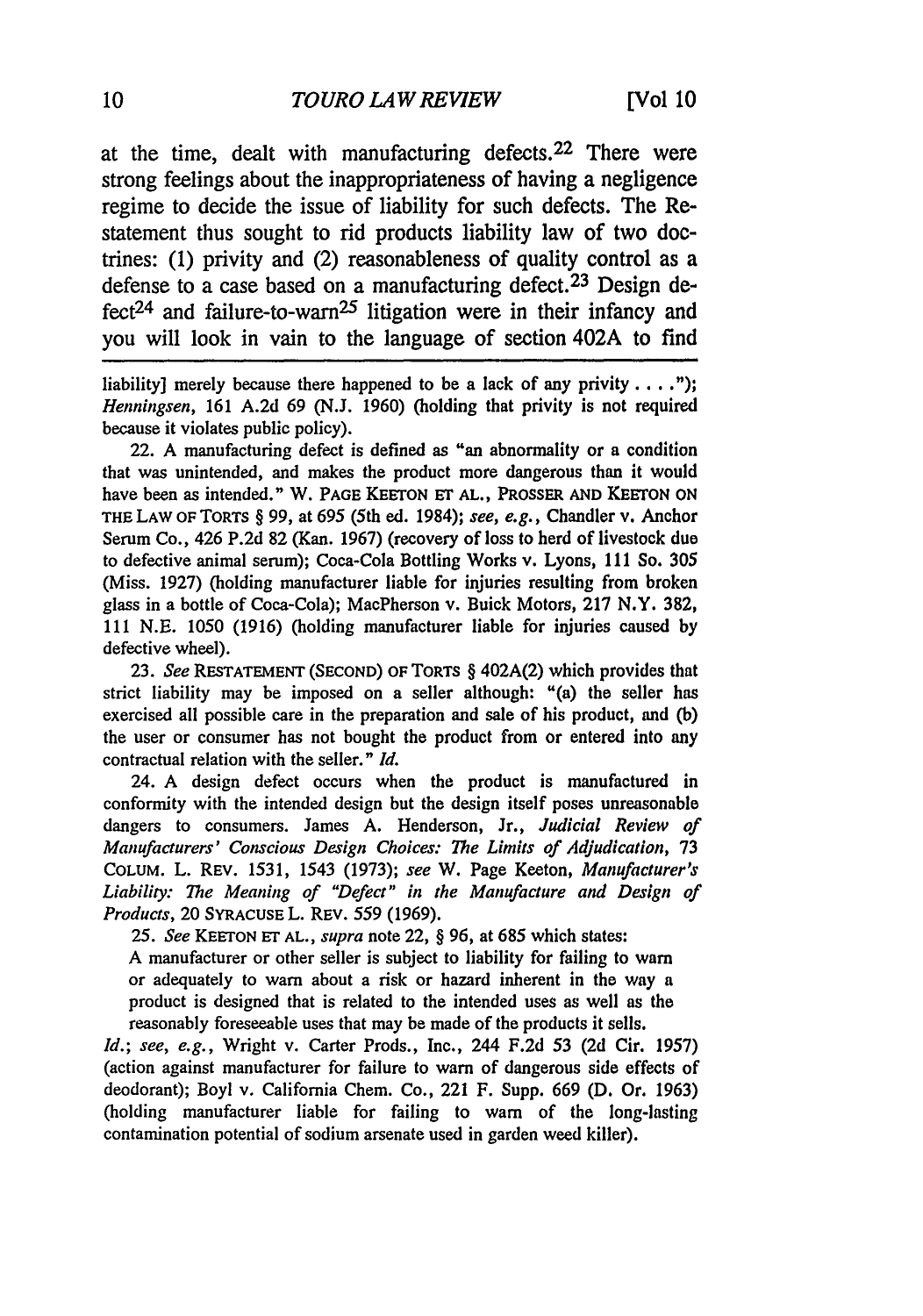at the time, dealt with manufacturing defects.[22] There were strong feelings about the inappropriateness of having a negligence regime to decide the issue of liability for such defects. The Restatement thus sought to rid products liability law of two doctrines: (1) privity and (2) reasonableness of quality control as a defense to a case based on a manufacturing defect.[23] Design defect[24] and failure-to-warn[25] litigation were in their infancy and you will look in vain to the language of section 402A to find

---

liability] merely because there happened to be a lack of any privity . . . ."); *Henningsen*, 161 A.2d 69 (N.J. 1960) (holding that privity is not required because it violates public policy).

22. A manufacturing defect is defined as "an abnormality or a condition that was unintended, and makes the product more dangerous than it would have been as intended." W. PAGE KEETON ET AL., PROSSER AND KEETON ON THE LAW OF TORTS § 99, at 695 (5th ed. 1984); *see, e.g.*, Chandler v. Anchor Serum Co., 426 P.2d 82 (Kan. 1967) (recovery of loss to herd of livestock due to defective animal serum); Coca-Cola Bottling Works v. Lyons, 111 So. 305 (Miss. 1927) (holding manufacturer liable for injuries resulting from broken glass in a bottle of Coca-Cola); MacPherson v. Buick Motors, 217 N.Y. 382, 111 N.E. 1050 (1916) (holding manufacturer liable for injuries caused by defective wheel).

23. *See* RESTATEMENT (SECOND) OF TORTS § 402A(2) which provides that strict liability may be imposed on a seller although: "(a) the seller has exercised all possible care in the preparation and sale of his product, and (b) the user or consumer has not bought the product from or entered into any contractual relation with the seller." *Id.*

24. A design defect occurs when the product is manufactured in conformity with the intended design but the design itself poses unreasonable dangers to consumers. James A. Henderson, Jr., *Judicial Review of Manufacturers' Conscious Design Choices: The Limits of Adjudication*, 73 COLUM. L. REV. 1531, 1543 (1973); *see* W. Page Keeton, *Manufacturer's Liability: The Meaning of "Defect" in the Manufacture and Design of Products*, 20 SYRACUSE L. REV. 559 (1969).

25. *See* KEETON ET AL., *supra* note 22, § 96, at 685 which states:

> A manufacturer or other seller is subject to liability for failing to warn or adequately to warn about a risk or hazard inherent in the way a product is designed that is related to the intended uses as well as the reasonably foreseeable uses that may be made of the products it sells.

*Id.*; *see, e.g.*, Wright v. Carter Prods., Inc., 244 F.2d 53 (2d Cir. 1957) (action against manufacturer for failure to warn of dangerous side effects of deodorant); Boyl v. California Chem. Co., 221 F. Supp. 669 (D. Or. 1963) (holding manufacturer liable for failing to warn of the long-lasting contamination potential of sodium arsenate used in garden weed killer).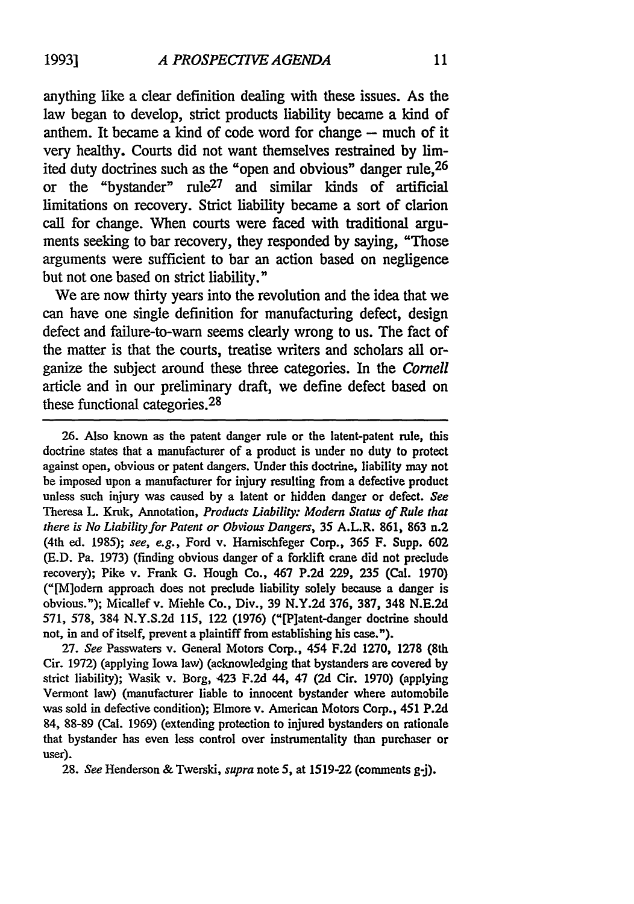anything like a clear definition dealing with these issues. As the law began to develop, strict products liability became a kind of anthem. It became a kind of code word for change -- much of it very healthy. Courts did not want themselves restrained by limited duty doctrines such as the "open and obvious" danger rule,[26] or the "bystander" rule[27] and similar kinds of artificial limitations on recovery. Strict liability became a sort of clarion call for change. When courts were faced with traditional arguments seeking to bar recovery, they responded by saying, "Those arguments were sufficient to bar an action based on negligence but not one based on strict liability."

We are now thirty years into the revolution and the idea that we can have one single definition for manufacturing defect, design defect and failure-to-warn seems clearly wrong to us. The fact of the matter is that the courts, treatise writers and scholars all organize the subject around these three categories. In the *Cornell* article and in our preliminary draft, we define defect based on these functional categories.[28]

---

26. Also known as the patent danger rule or the latent-patent rule, this doctrine states that a manufacturer of a product is under no duty to protect against open, obvious or patent dangers. Under this doctrine, liability may not be imposed upon a manufacturer for injury resulting from a defective product unless such injury was caused by a latent or hidden danger or defect. *See* Theresa L. Kruk, Annotation, *Products Liability: Modern Status of Rule that there is No Liability for Patent or Obvious Dangers*, 35 A.L.R. 861, 863 n.2 (4th ed. 1985); *see, e.g.*, Ford v. Harnischfeger Corp., 365 F. Supp. 602 (E.D. Pa. 1973) (finding obvious danger of a forklift crane did not preclude recovery); Pike v. Frank G. Hough Co., 467 P.2d 229, 235 (Cal. 1970) ("[M]odern approach does not preclude liability solely because a danger is obvious."); Micallef v. Miehle Co., Div., 39 N.Y.2d 376, 387, 348 N.E.2d 571, 578, 384 N.Y.S.2d 115, 122 (1976) ("[P]atent-danger doctrine should not, in and of itself, prevent a plaintiff from establishing his case.").

27. *See* Passwaters v. General Motors Corp., 454 F.2d 1270, 1278 (8th Cir. 1972) (applying Iowa law) (acknowledging that bystanders are covered by strict liability); Wasik v. Borg, 423 F.2d 44, 47 (2d Cir. 1970) (applying Vermont law) (manufacturer liable to innocent bystander where automobile was sold in defective condition); Elmore v. American Motors Corp., 451 P.2d 84, 88-89 (Cal. 1969) (extending protection to injured bystanders on rationale that bystander has even less control over instrumentality than purchaser or user).

28. *See* Henderson & Twerski, *supra* note 5, at 1519-22 (comments g-j).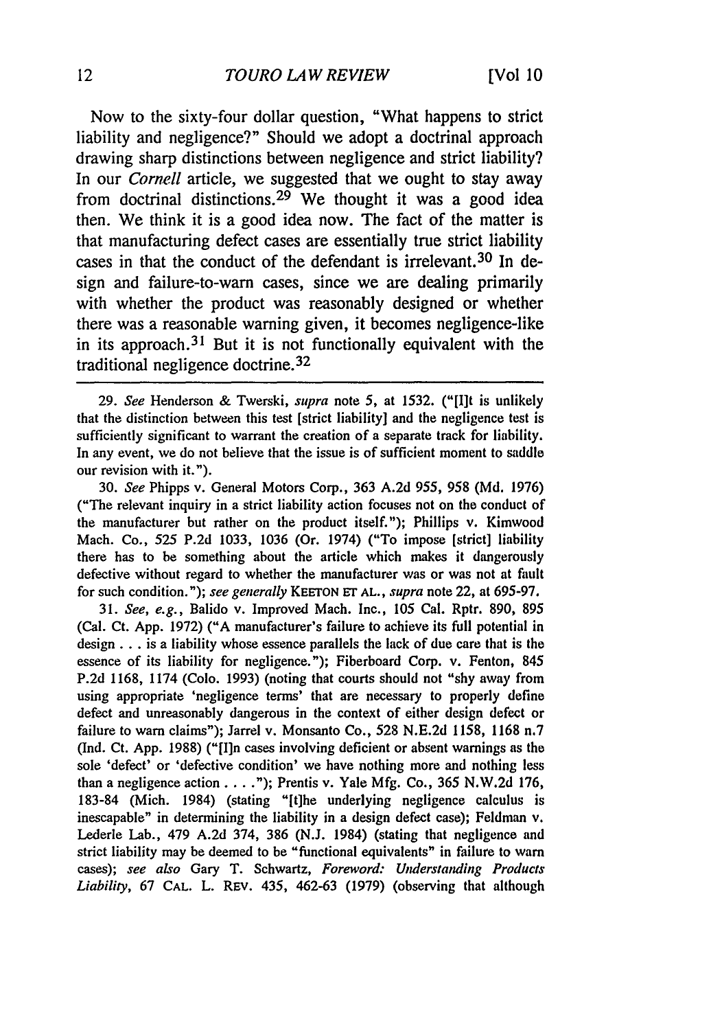Now to the sixty-four dollar question, "What happens to strict liability and negligence?" Should we adopt a doctrinal approach drawing sharp distinctions between negligence and strict liability? In our *Cornell* article, we suggested that we ought to stay away from doctrinal distinctions.[29] We thought it was a good idea then. We think it is a good idea now. The fact of the matter is that manufacturing defect cases are essentially true strict liability cases in that the conduct of the defendant is irrelevant.[30] In design and failure-to-warn cases, since we are dealing primarily with whether the product was reasonably designed or whether there was a reasonable warning given, it becomes negligence-like in its approach.[31] But it is not functionally equivalent with the traditional negligence doctrine.[32]

---

29. *See* Henderson & Twerski, *supra* note 5, at 1532. ("[I]t is unlikely that the distinction between this test [strict liability] and the negligence test is sufficiently significant to warrant the creation of a separate track for liability. In any event, we do not believe that the issue is of sufficient moment to saddle our revision with it.").

30. *See* Phipps v. General Motors Corp., 363 A.2d 955, 958 (Md. 1976) ("The relevant inquiry in a strict liability action focuses not on the conduct of the manufacturer but rather on the product itself."); Phillips v. Kimwood Mach. Co., 525 P.2d 1033, 1036 (Or. 1974) ("To impose [strict] liability there has to be something about the article which makes it dangerously defective without regard to whether the manufacturer was or was not at fault for such condition."); *see generally* KEETON ET AL., *supra* note 22, at 695-97.

31. *See, e.g.*, Balido v. Improved Mach. Inc., 105 Cal. Rptr. 890, 895 (Cal. Ct. App. 1972) ("A manufacturer's failure to achieve its full potential in design . . . is a liability whose essence parallels the lack of due care that is the essence of its liability for negligence."); Fiberboard Corp. v. Fenton, 845 P.2d 1168, 1174 (Colo. 1993) (noting that courts should not "shy away from using appropriate 'negligence terms' that are necessary to properly define defect and unreasonably dangerous in the context of either design defect or failure to warn claims"); Jarrel v. Monsanto Co., 528 N.E.2d 1158, 1168 n.7 (Ind. Ct. App. 1988) ("[I]n cases involving deficient or absent warnings as the sole 'defect' or 'defective condition' we have nothing more and nothing less than a negligence action . . . ."); Prentis v. Yale Mfg. Co., 365 N.W.2d 176, 183-84 (Mich. 1984) (stating "[t]he underlying negligence calculus is inescapable" in determining the liability in a design defect case); Feldman v. Lederle Lab., 479 A.2d 374, 386 (N.J. 1984) (stating that negligence and strict liability may be deemed to be "functional equivalents" in failure to warn cases); *see also* Gary T. Schwartz, *Foreword: Understanding Products Liability*, 67 CAL. L. REV. 435, 462-63 (1979) (observing that although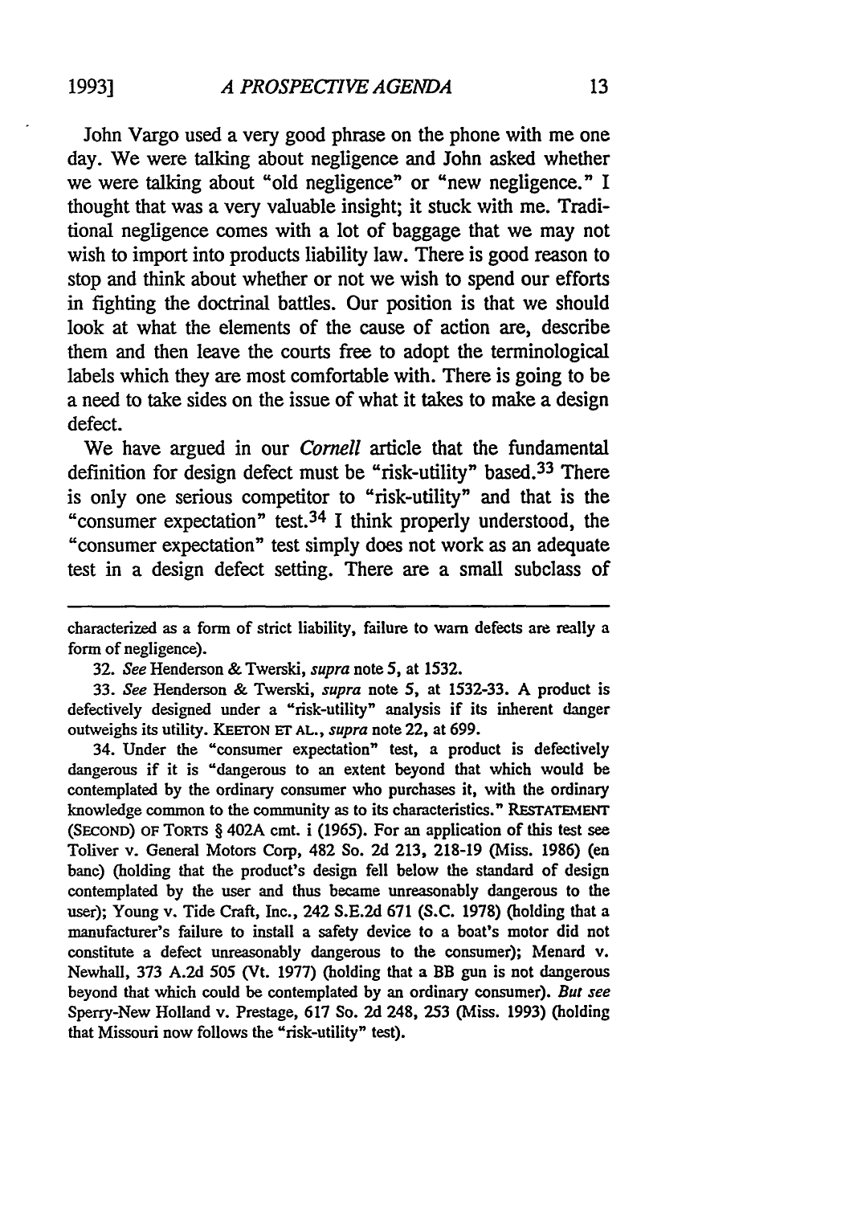John Vargo used a very good phrase on the phone with me one day. We were talking about negligence and John asked whether we were talking about "old negligence" or "new negligence." I thought that was a very valuable insight; it stuck with me. Traditional negligence comes with a lot of baggage that we may not wish to import into products liability law. There is good reason to stop and think about whether or not we wish to spend our efforts in fighting the doctrinal battles. Our position is that we should look at what the elements of the cause of action are, describe them and then leave the courts free to adopt the terminological labels which they are most comfortable with. There is going to be a need to take sides on the issue of what it takes to make a design defect.

We have argued in our *Cornell* article that the fundamental definition for design defect must be "risk-utility" based.[33] There is only one serious competitor to "risk-utility" and that is the "consumer expectation" test.[34] I think properly understood, the "consumer expectation" test simply does not work as an adequate test in a design defect setting. There are a small subclass of

---

characterized as a form of strict liability, failure to warn defects are really a form of negligence).

32. *See* Henderson & Twerski, *supra* note 5, at 1532.

33. *See* Henderson & Twerski, *supra* note 5, at 1532-33. A product is defectively designed under a "risk-utility" analysis if its inherent danger outweighs its utility. KEETON ET AL., *supra* note 22, at 699.

34. Under the "consumer expectation" test, a product is defectively dangerous if it is "dangerous to an extent beyond that which would be contemplated by the ordinary consumer who purchases it, with the ordinary knowledge common to the community as to its characteristics." RESTATEMENT (SECOND) OF TORTS § 402A cmt. i (1965). For an application of this test see Toliver v. General Motors Corp, 482 So. 2d 213, 218-19 (Miss. 1986) (en banc) (holding that the product's design fell below the standard of design contemplated by the user and thus became unreasonably dangerous to the user); Young v. Tide Craft, Inc., 242 S.E.2d 671 (S.C. 1978) (holding that a manufacturer's failure to install a safety device to a boat's motor did not constitute a defect unreasonably dangerous to the consumer); Menard v. Newhall, 373 A.2d 505 (Vt. 1977) (holding that a BB gun is not dangerous beyond that which could be contemplated by an ordinary consumer). *But see* Sperry-New Holland v. Prestage, 617 So. 2d 248, 253 (Miss. 1993) (holding that Missouri now follows the "risk-utility" test).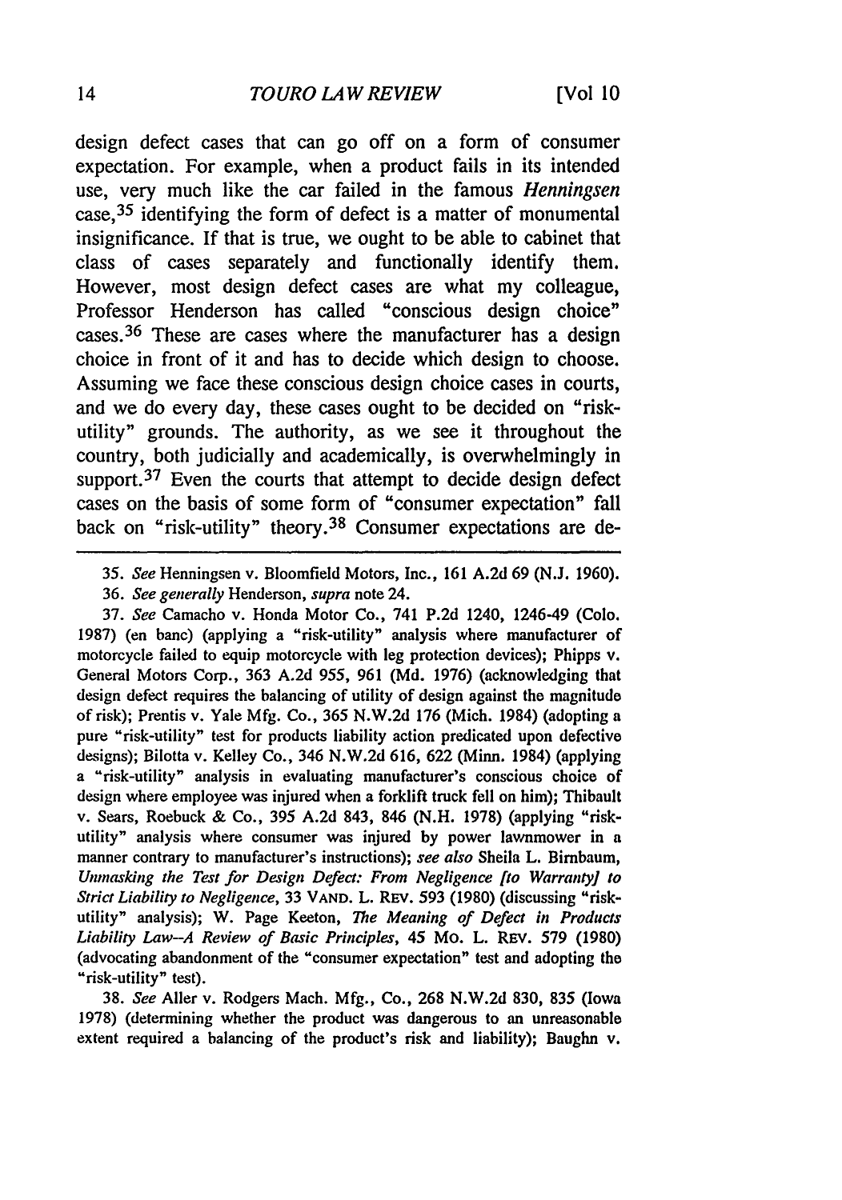design defect cases that can go off on a form of consumer expectation. For example, when a product fails in its intended use, very much like the car failed in the famous *Henningsen* case,[35] identifying the form of defect is a matter of monumental insignificance. If that is true, we ought to be able to cabinet that class of cases separately and functionally identify them. However, most design defect cases are what my colleague, Professor Henderson has called "conscious design choice" cases.[36] These are cases where the manufacturer has a design choice in front of it and has to decide which design to choose. Assuming we face these conscious design choice cases in courts, and we do every day, these cases ought to be decided on "risk-utility" grounds. The authority, as we see it throughout the country, both judicially and academically, is overwhelmingly in support.[37] Even the courts that attempt to decide design defect cases on the basis of some form of "consumer expectation" fall back on "risk-utility" theory.[38] Consumer expectations are de-

---

35. *See* Henningsen v. Bloomfield Motors, Inc., 161 A.2d 69 (N.J. 1960).

36. *See generally* Henderson, *supra* note 24.

37. *See* Camacho v. Honda Motor Co., 741 P.2d 1240, 1246-49 (Colo. 1987) (en banc) (applying a "risk-utility" analysis where manufacturer of motorcycle failed to equip motorcycle with leg protection devices); Phipps v. General Motors Corp., 363 A.2d 955, 961 (Md. 1976) (acknowledging that design defect requires the balancing of utility of design against the magnitude of risk); Prentis v. Yale Mfg. Co., 365 N.W.2d 176 (Mich. 1984) (adopting a pure "risk-utility" test for products liability action predicated upon defective designs); Bilotta v. Kelley Co., 346 N.W.2d 616, 622 (Minn. 1984) (applying a "risk-utility" analysis in evaluating manufacturer's conscious choice of design where employee was injured when a forklift truck fell on him); Thibault v. Sears, Roebuck & Co., 395 A.2d 843, 846 (N.H. 1978) (applying "risk-utility" analysis where consumer was injured by power lawnmower in a manner contrary to manufacturer's instructions); *see also* Sheila L. Birnbaum, *Unmasking the Test for Design Defect: From Negligence [to Warranty] to Strict Liability to Negligence*, 33 VAND. L. REV. 593 (1980) (discussing "risk-utility" analysis); W. Page Keeton, *The Meaning of Defect in Products Liability Law--A Review of Basic Principles*, 45 MO. L. REV. 579 (1980) (advocating abandonment of the "consumer expectation" test and adopting the "risk-utility" test).

38. *See* Aller v. Rodgers Mach. Mfg., Co., 268 N.W.2d 830, 835 (Iowa 1978) (determining whether the product was dangerous to an unreasonable extent required a balancing of the product's risk and liability); Baughn v.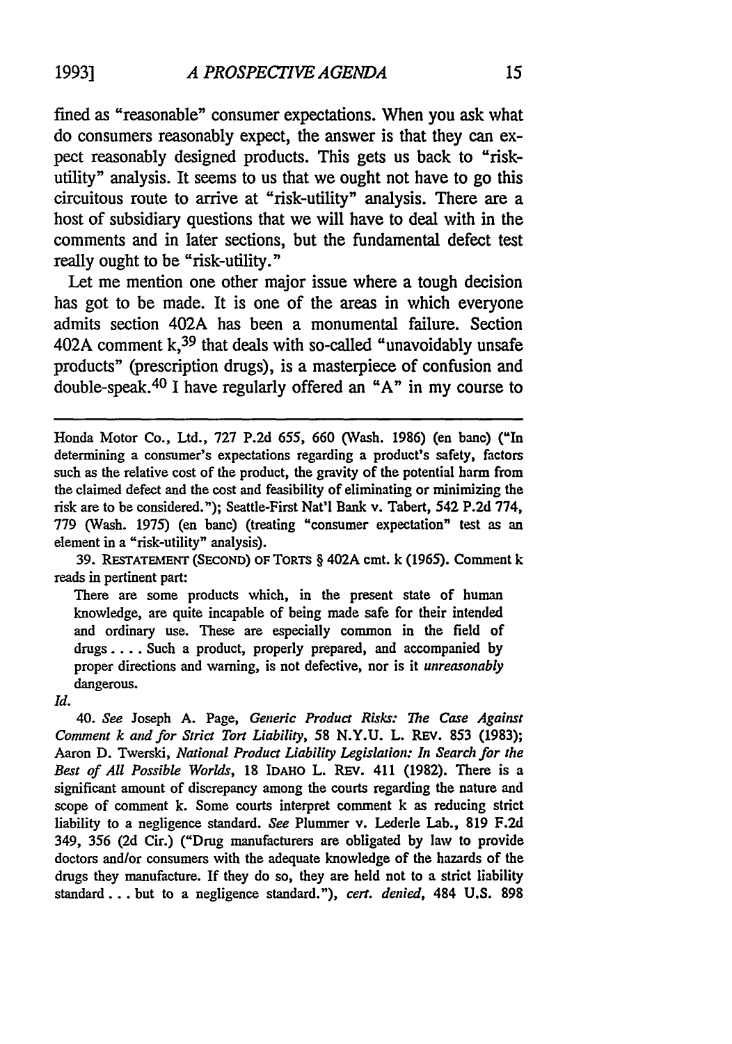fined as "reasonable" consumer expectations. When you ask what do consumers reasonably expect, the answer is that they can expect reasonably designed products. This gets us back to "risk-utility" analysis. It seems to us that we ought not have to go this circuitous route to arrive at "risk-utility" analysis. There are a host of subsidiary questions that we will have to deal with in the comments and in later sections, but the fundamental defect test really ought to be "risk-utility."

Let me mention one other major issue where a tough decision has got to be made. It is one of the areas in which everyone admits section 402A has been a monumental failure. Section 402A comment k,[39] that deals with so-called "unavoidably unsafe products" (prescription drugs), is a masterpiece of confusion and double-speak.[40] I have regularly offered an "A" in my course to

---

Honda Motor Co., Ltd., 727 P.2d 655, 660 (Wash. 1986) (en banc) ("In determining a consumer's expectations regarding a product's safety, factors such as the relative cost of the product, the gravity of the potential harm from the claimed defect and the cost and feasibility of eliminating or minimizing the risk are to be considered."); Seattle-First Nat'l Bank v. Tabert, 542 P.2d 774, 779 (Wash. 1975) (en banc) (treating "consumer expectation" test as an element in a "risk-utility" analysis).

39. RESTATEMENT (SECOND) OF TORTS § 402A cmt. k (1965). Comment k reads in pertinent part:

> There are some products which, in the present state of human knowledge, are quite incapable of being made safe for their intended and ordinary use. These are especially common in the field of drugs . . . . Such a product, properly prepared, and accompanied by proper directions and warning, is not defective, nor is it *unreasonably* dangerous.

*Id.*

40. *See* Joseph A. Page, *Generic Product Risks: The Case Against Comment k and for Strict Tort Liability*, 58 N.Y.U. L. REV. 853 (1983); Aaron D. Twerski, *National Product Liability Legislation: In Search for the Best of All Possible Worlds*, 18 IDAHO L. REV. 411 (1982). There is a significant amount of discrepancy among the courts regarding the nature and scope of comment k. Some courts interpret comment k as reducing strict liability to a negligence standard. *See* Plummer v. Lederle Lab., 819 F.2d 349, 356 (2d Cir.) ("Drug manufacturers are obligated by law to provide doctors and/or consumers with the adequate knowledge of the hazards of the drugs they manufacture. If they do so, they are held not to a strict liability standard . . . but to a negligence standard."), *cert. denied*, 484 U.S. 898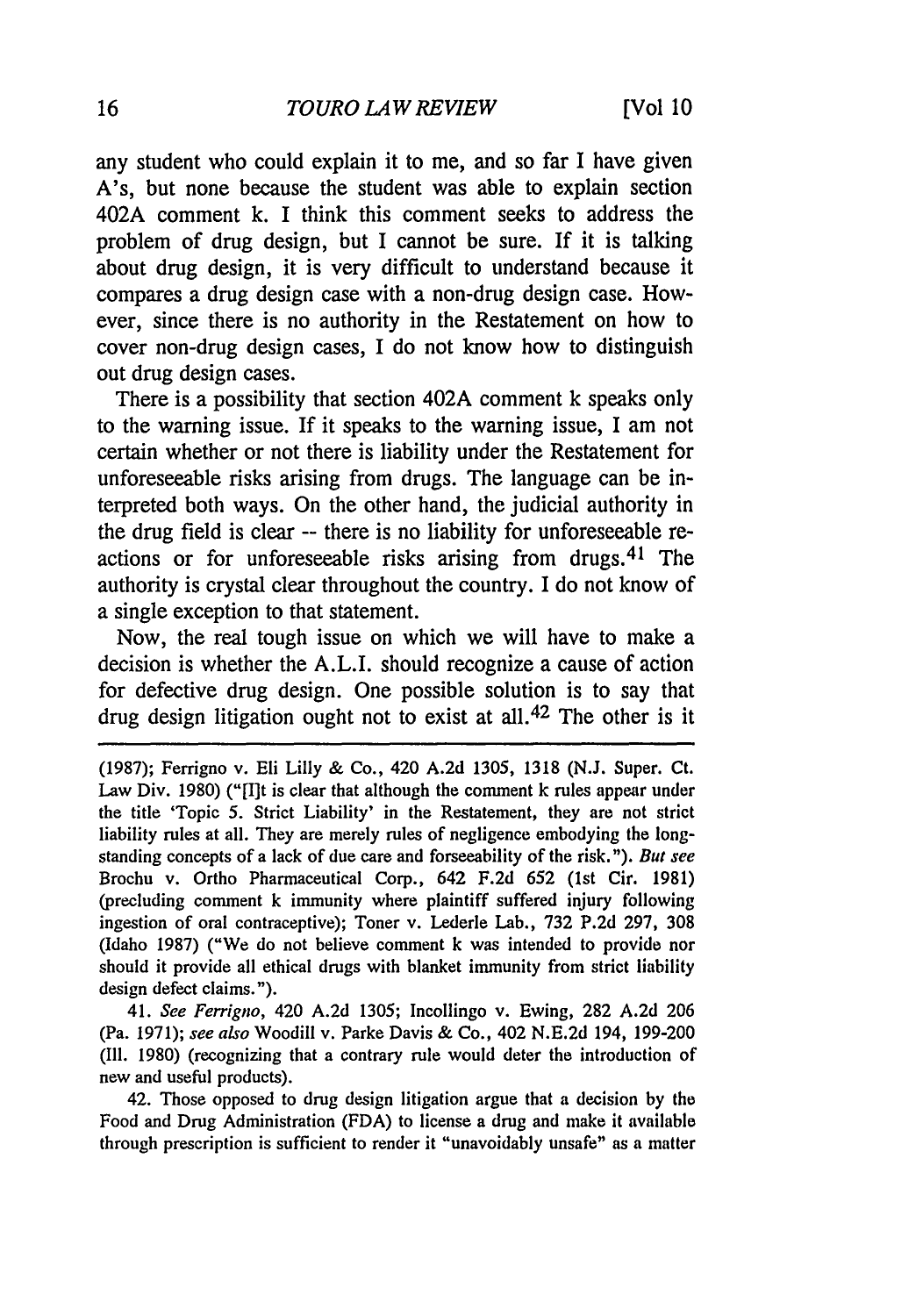any student who could explain it to me, and so far I have given A's, but none because the student was able to explain section 402A comment k. I think this comment seeks to address the problem of drug design, but I cannot be sure. If it is talking about drug design, it is very difficult to understand because it compares a drug design case with a non-drug design case. However, since there is no authority in the Restatement on how to cover non-drug design cases, I do not know how to distinguish out drug design cases.

There is a possibility that section 402A comment k speaks only to the warning issue. If it speaks to the warning issue, I am not certain whether or not there is liability under the Restatement for unforeseeable risks arising from drugs. The language can be interpreted both ways. On the other hand, the judicial authority in the drug field is clear -- there is no liability for unforeseeable reactions or for unforeseeable risks arising from drugs.[41] The authority is crystal clear throughout the country. I do not know of a single exception to that statement.

Now, the real tough issue on which we will have to make a decision is whether the A.L.I. should recognize a cause of action for defective drug design. One possible solution is to say that drug design litigation ought not to exist at all.[42] The other is it

---

(1987); Ferrigno v. Eli Lilly & Co., 420 A.2d 1305, 1318 (N.J. Super. Ct. Law Div. 1980) ("[I]t is clear that although the comment k rules appear under the title 'Topic 5. Strict Liability' in the Restatement, they are not strict liability rules at all. They are merely rules of negligence embodying the long-standing concepts of a lack of due care and forseeability of the risk."). *But see* Brochu v. Ortho Pharmaceutical Corp., 642 F.2d 652 (1st Cir. 1981) (precluding comment k immunity where plaintiff suffered injury following ingestion of oral contraceptive); Toner v. Lederle Lab., 732 P.2d 297, 308 (Idaho 1987) ("We do not believe comment k was intended to provide nor should it provide all ethical drugs with blanket immunity from strict liability design defect claims.").

41. *See Ferrigno*, 420 A.2d 1305; Incollingo v. Ewing, 282 A.2d 206 (Pa. 1971); *see also* Woodill v. Parke Davis & Co., 402 N.E.2d 194, 199-200 (Ill. 1980) (recognizing that a contrary rule would deter the introduction of new and useful products).

42. Those opposed to drug design litigation argue that a decision by the Food and Drug Administration (FDA) to license a drug and make it available through prescription is sufficient to render it "unavoidably unsafe" as a matter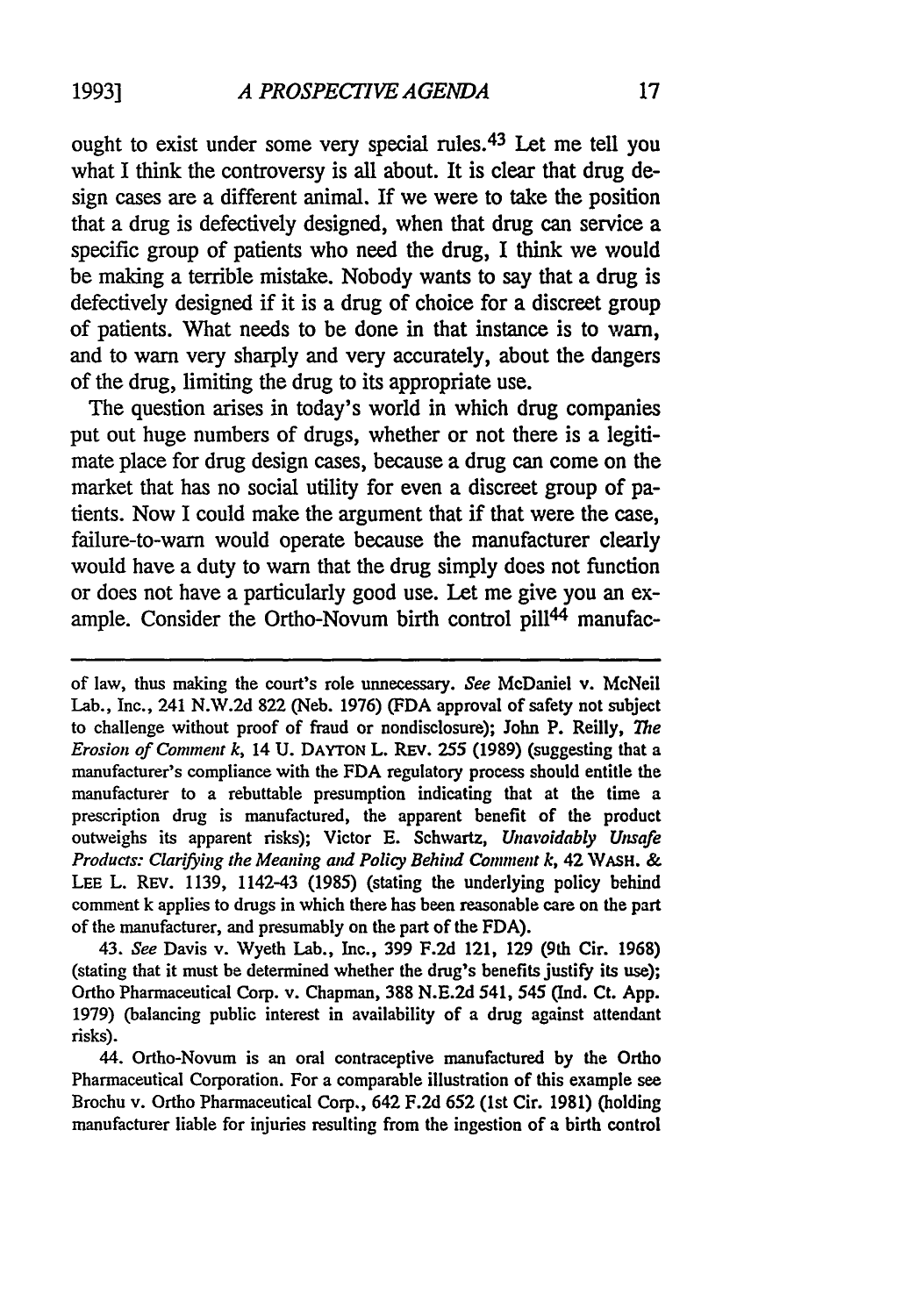ought to exist under some very special rules.[43] Let me tell you what I think the controversy is all about. It is clear that drug design cases are a different animal. If we were to take the position that a drug is defectively designed, when that drug can service a specific group of patients who need the drug, I think we would be making a terrible mistake. Nobody wants to say that a drug is defectively designed if it is a drug of choice for a discreet group of patients. What needs to be done in that instance is to warn, and to warn very sharply and very accurately, about the dangers of the drug, limiting the drug to its appropriate use.

The question arises in today's world in which drug companies put out huge numbers of drugs, whether or not there is a legitimate place for drug design cases, because a drug can come on the market that has no social utility for even a discreet group of patients. Now I could make the argument that if that were the case, failure-to-warn would operate because the manufacturer clearly would have a duty to warn that the drug simply does not function or does not have a particularly good use. Let me give you an example. Consider the Ortho-Novum birth control pill[44] manufac-

---

of law, thus making the court's role unnecessary. *See* McDaniel v. McNeil Lab., Inc., 241 N.W.2d 822 (Neb. 1976) (FDA approval of safety not subject to challenge without proof of fraud or nondisclosure); John P. Reilly, *The Erosion of Comment k*, 14 U. DAYTON L. REV. 255 (1989) (suggesting that a manufacturer's compliance with the FDA regulatory process should entitle the manufacturer to a rebuttable presumption indicating that at the time a prescription drug is manufactured, the apparent benefit of the product outweighs its apparent risks); Victor E. Schwartz, *Unavoidably Unsafe Products: Clarifying the Meaning and Policy Behind Comment k*, 42 WASH. & LEE L. REV. 1139, 1142-43 (1985) (stating the underlying policy behind comment k applies to drugs in which there has been reasonable care on the part of the manufacturer, and presumably on the part of the FDA).

43. *See* Davis v. Wyeth Lab., Inc., 399 F.2d 121, 129 (9th Cir. 1968) (stating that it must be determined whether the drug's benefits justify its use); Ortho Pharmaceutical Corp. v. Chapman, 388 N.E.2d 541, 545 (Ind. Ct. App. 1979) (balancing public interest in availability of a drug against attendant risks).

44. Ortho-Novum is an oral contraceptive manufactured by the Ortho Pharmaceutical Corporation. For a comparable illustration of this example see Brochu v. Ortho Pharmaceutical Corp., 642 F.2d 652 (1st Cir. 1981) (holding manufacturer liable for injuries resulting from the ingestion of a birth control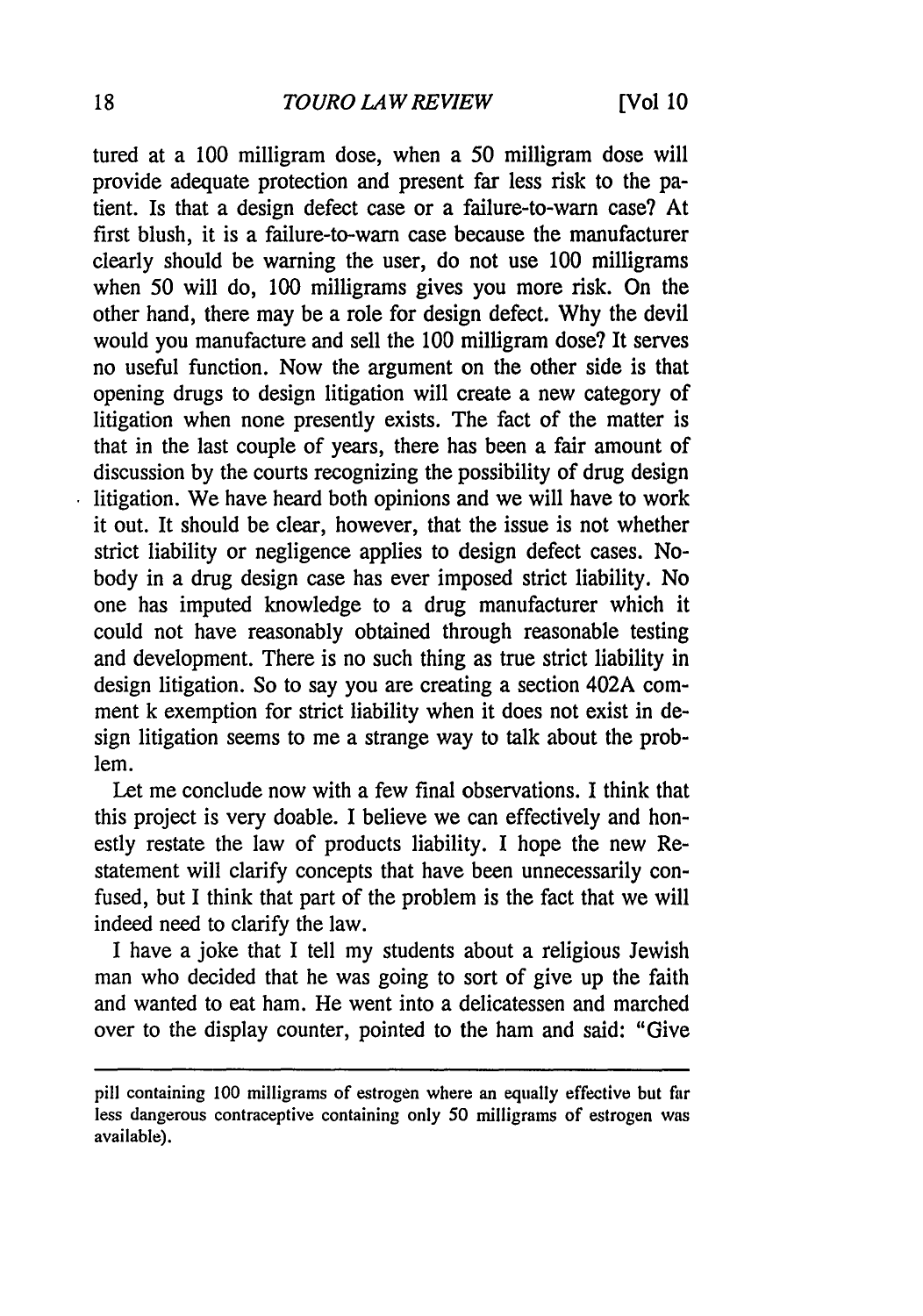tured at a 100 milligram dose, when a 50 milligram dose will provide adequate protection and present far less risk to the patient. Is that a design defect case or a failure-to-warn case? At first blush, it is a failure-to-warn case because the manufacturer clearly should be warning the user, do not use 100 milligrams when 50 will do, 100 milligrams gives you more risk. On the other hand, there may be a role for design defect. Why the devil would you manufacture and sell the 100 milligram dose? It serves no useful function. Now the argument on the other side is that opening drugs to design litigation will create a new category of litigation when none presently exists. The fact of the matter is that in the last couple of years, there has been a fair amount of discussion by the courts recognizing the possibility of drug design litigation. We have heard both opinions and we will have to work it out. It should be clear, however, that the issue is not whether strict liability or negligence applies to design defect cases. Nobody in a drug design case has ever imposed strict liability. No one has imputed knowledge to a drug manufacturer which it could not have reasonably obtained through reasonable testing and development. There is no such thing as true strict liability in design litigation. So to say you are creating a section 402A comment k exemption for strict liability when it does not exist in design litigation seems to me a strange way to talk about the problem.

Let me conclude now with a few final observations. I think that this project is very doable. I believe we can effectively and honestly restate the law of products liability. I hope the new Restatement will clarify concepts that have been unnecessarily confused, but I think that part of the problem is the fact that we will indeed need to clarify the law.

I have a joke that I tell my students about a religious Jewish man who decided that he was going to sort of give up the faith and wanted to eat ham. He went into a delicatessen and marched over to the display counter, pointed to the ham and said: "Give

---

pill containing 100 milligrams of estrogen where an equally effective but far less dangerous contraceptive containing only 50 milligrams of estrogen was available).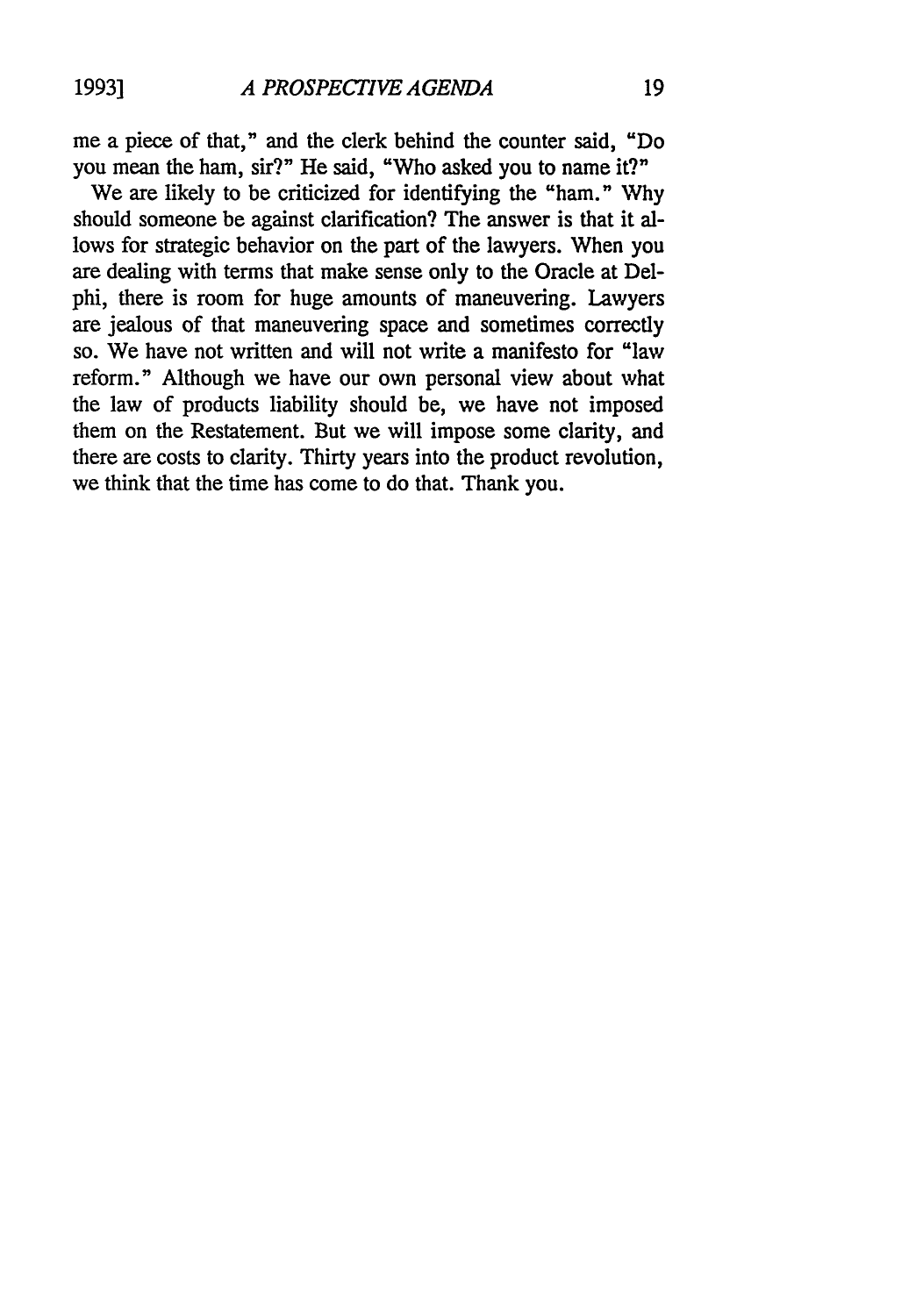me a piece of that," and the clerk behind the counter said, "Do you mean the ham, sir?" He said, "Who asked you to name it?"

We are likely to be criticized for identifying the "ham." Why should someone be against clarification? The answer is that it allows for strategic behavior on the part of the lawyers. When you are dealing with terms that make sense only to the Oracle at Delphi, there is room for huge amounts of maneuvering. Lawyers are jealous of that maneuvering space and sometimes correctly so. We have not written and will not write a manifesto for "law reform." Although we have our own personal view about what the law of products liability should be, we have not imposed them on the Restatement. But we will impose some clarity, and there are costs to clarity. Thirty years into the product revolution, we think that the time has come to do that. Thank you.